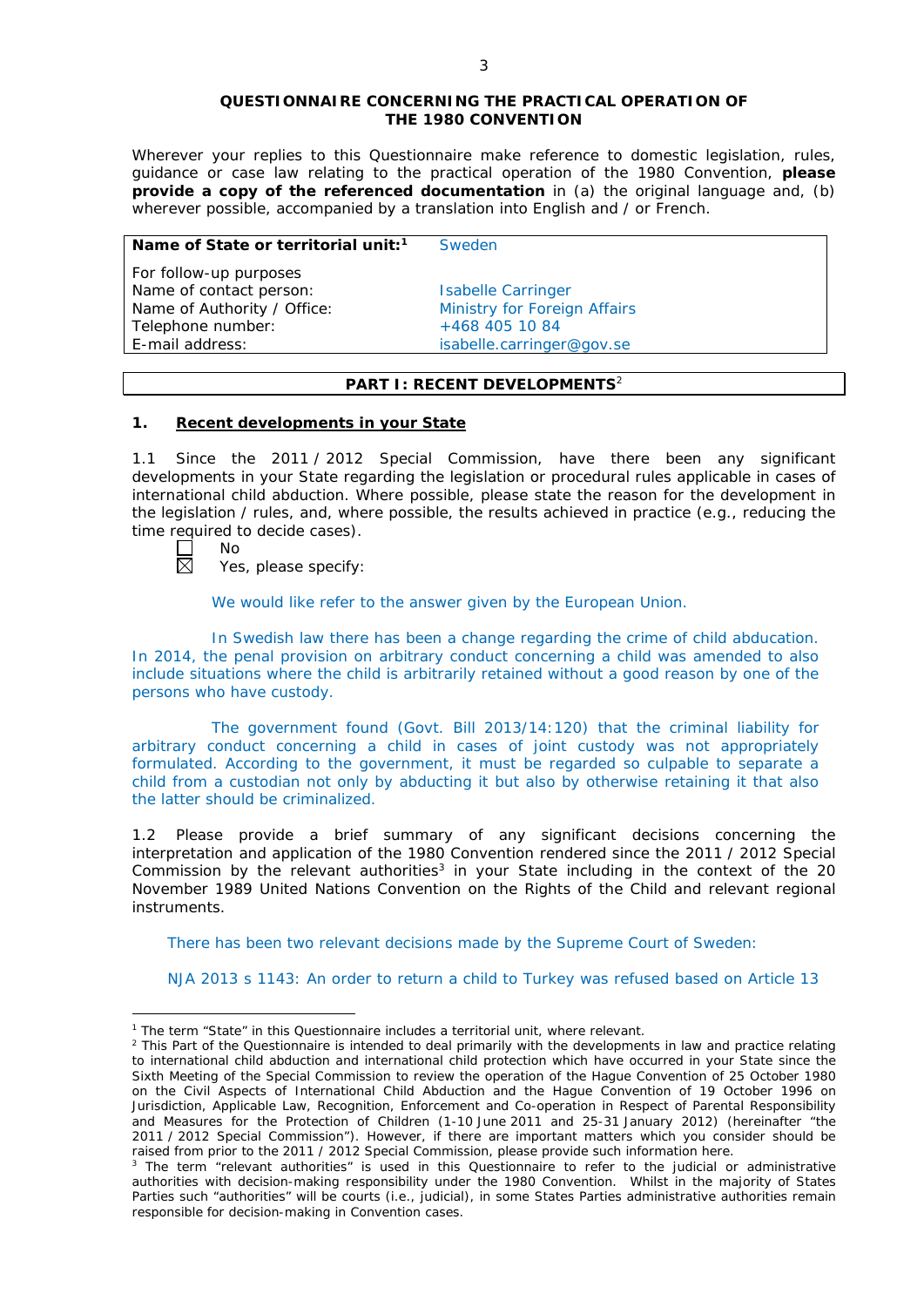**QUESTIONNAIRE CONCERNING THE PRACTICAL OPERATION OF THE 1980 CONVENTION**

Wherever your replies to this Questionnaire make reference to domestic legislation, rules, guidance or case law relating to the practical operation of the 1980 Convention, **please provide a copy of the referenced documentation** in (a) the original language and, (b) wherever possible, accompanied by a translation into English and / or French.

| **Name of State or territorial unit:**[1] | Sweden |
|---|---|
| For follow-up purposes | |
| Name of contact person: | Isabelle Carringer |
| Name of Authority / Office: | Ministry for Foreign Affairs |
| Telephone number: | +468 405 10 84 |
| E-mail address: | isabelle.carringer@gov.se |

## PART I: RECENT DEVELOPMENTS[2]

### 1. Recent developments in your State

1.1 Since the 2011 / 2012 Special Commission, have there been any significant developments in your State regarding the legislation or procedural rules applicable in cases of international child abduction. Where possible, please state the reason for the development in the legislation / rules, and, where possible, the results achieved in practice (e.g., reducing the time required to decide cases).

☐ No
☒ Yes, please specify:

We would like refer to the answer given by the European Union.

In Swedish law there has been a change regarding the crime of child abducation. In 2014, the penal provision on arbitrary conduct concerning a child was amended to also include situations where the child is arbitrarily retained without a good reason by one of the persons who have custody.

The government found (Govt. Bill 2013/14:120) that the criminal liability for arbitrary conduct concerning a child in cases of joint custody was not appropriately formulated. According to the government, it must be regarded so culpable to separate a child from a custodian not only by abducting it but also by otherwise retaining it that also the latter should be criminalized.

1.2 Please provide a brief summary of any significant decisions concerning the interpretation and application of the 1980 Convention rendered since the 2011 / 2012 Special Commission by the relevant authorities[3] in your State including in the context of the 20 November 1989 United Nations Convention on the Rights of the Child and relevant regional instruments.

There has been two relevant decisions made by the Supreme Court of Sweden:

NJA 2013 s 1143: An order to return a child to Turkey was refused based on Article 13

---

[1] The term "State" in this Questionnaire includes a territorial unit, where relevant.

[2] This Part of the Questionnaire is intended to deal primarily with the developments in law and practice relating to international child abduction and international child protection which have occurred in your State since the Sixth Meeting of the Special Commission to review the operation of the Hague Convention of 25 October 1980 on the Civil Aspects of International Child Abduction and the Hague Convention of 19 October 1996 on Jurisdiction, Applicable Law, Recognition, Enforcement and Co-operation in Respect of Parental Responsibility and Measures for the Protection of Children (1-10 June 2011 and 25-31 January 2012) (hereinafter "the 2011 / 2012 Special Commission"). However, if there are important matters which you consider should be raised from prior to the 2011 / 2012 Special Commission, please provide such information here.

[3] The term "relevant authorities" is used in this Questionnaire to refer to the judicial or administrative authorities with decision-making responsibility under the 1980 Convention. Whilst in the majority of States Parties such "authorities" will be courts (i.e., judicial), in some States Parties administrative authorities remain responsible for decision-making in Convention cases.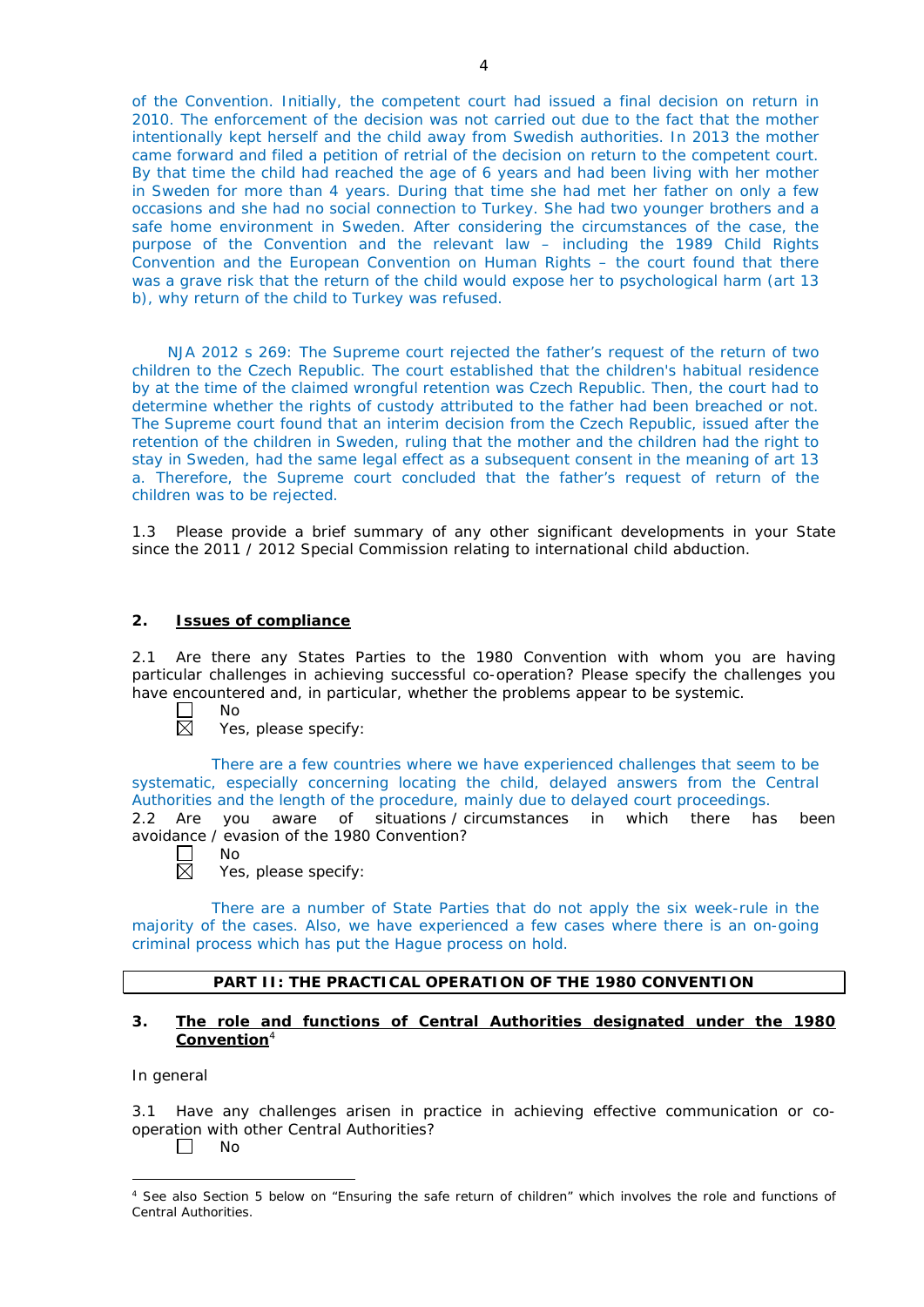of the Convention. Initially, the competent court had issued a final decision on return in 2010. The enforcement of the decision was not carried out due to the fact that the mother intentionally kept herself and the child away from Swedish authorities. In 2013 the mother came forward and filed a petition of retrial of the decision on return to the competent court. By that time the child had reached the age of 6 years and had been living with her mother in Sweden for more than 4 years. During that time she had met her father on only a few occasions and she had no social connection to Turkey. She had two younger brothers and a safe home environment in Sweden. After considering the circumstances of the case, the purpose of the Convention and the relevant law – including the 1989 Child Rights Convention and the European Convention on Human Rights – the court found that there was a grave risk that the return of the child would expose her to psychological harm (art 13 b), why return of the child to Turkey was refused.

NJA 2012 s 269: The Supreme court rejected the father's request of the return of two children to the Czech Republic. The court established that the children's habitual residence by at the time of the claimed wrongful retention was Czech Republic. Then, the court had to determine whether the rights of custody attributed to the father had been breached or not. The Supreme court found that an interim decision from the Czech Republic, issued after the retention of the children in Sweden, ruling that the mother and the children had the right to stay in Sweden, had the same legal effect as a subsequent consent in the meaning of art 13 a. Therefore, the Supreme court concluded that the father's request of return of the children was to be rejected.

1.3 Please provide a brief summary of any other significant developments in your State since the 2011 / 2012 Special Commission relating to international child abduction.

## 2. Issues of compliance

2.1 Are there any States Parties to the 1980 Convention with whom you are having particular challenges in achieving successful co-operation? Please specify the challenges you have encountered and, in particular, whether the problems appear to be systemic.

☐ No
☒ Yes, please specify:

There are a few countries where we have experienced challenges that seem to be systematic, especially concerning locating the child, delayed answers from the Central Authorities and the length of the procedure, mainly due to delayed court proceedings.

2.2 Are you aware of situations / circumstances in which there has been avoidance / evasion of the 1980 Convention?

☐ No
☒ Yes, please specify:

There are a number of State Parties that do not apply the six week-rule in the majority of the cases. Also, we have experienced a few cases where there is an on-going criminal process which has put the Hague process on hold.

## PART II: THE PRACTICAL OPERATION OF THE 1980 CONVENTION

### 3. The role and functions of Central Authorities designated under the 1980 Convention[4]

In general

3.1 Have any challenges arisen in practice in achieving effective communication or co-operation with other Central Authorities?

☐ No

[4] See also Section 5 below on "Ensuring the safe return of children" which involves the role and functions of Central Authorities.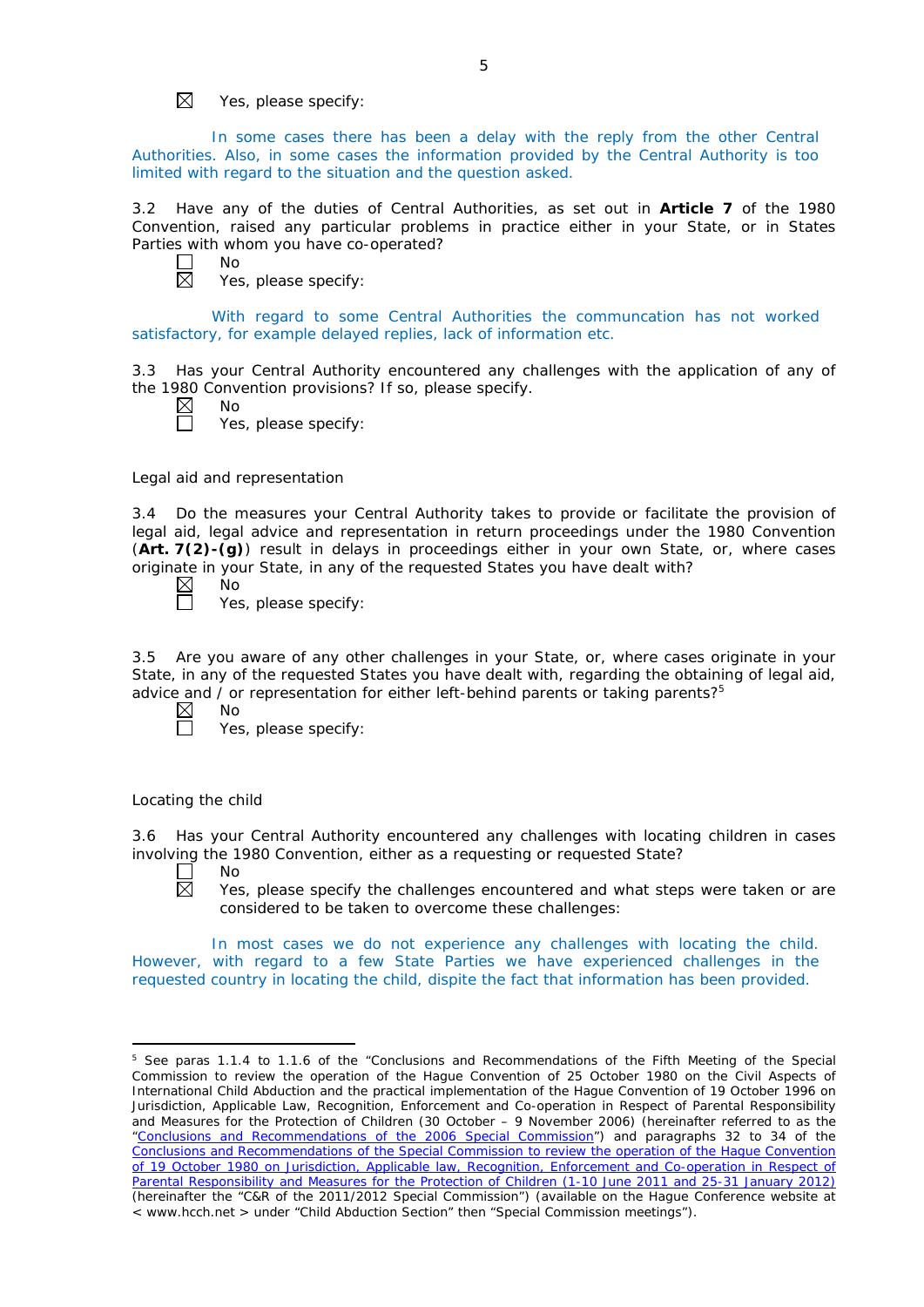☒ Yes, please specify:

In some cases there has been a delay with the reply from the other Central Authorities. Also, in some cases the information provided by the Central Authority is too limited with regard to the situation and the question asked.

3.2 Have any of the duties of Central Authorities, as set out in **Article 7** of the 1980 Convention, raised any particular problems in practice either in your State, or in States Parties with whom you have co-operated?

☐ No
☒ Yes, please specify:

With regard to some Central Authorities the communcation has not worked satisfactory, for example delayed replies, lack of information etc.

3.3 Has your Central Authority encountered any challenges with the application of any of the 1980 Convention provisions? If so, please specify.

☒ No
☐ Yes, please specify:

Legal aid and representation

3.4 Do the measures your Central Authority takes to provide or facilitate the provision of legal aid, legal advice and representation in return proceedings under the 1980 Convention (**Art. 7(2)-(g)**) result in delays in proceedings either in your own State, or, where cases originate in your State, in any of the requested States you have dealt with?

☒ No
☐ Yes, please specify:

3.5 Are you aware of any other challenges in your State, or, where cases originate in your State, in any of the requested States you have dealt with, regarding the obtaining of legal aid, advice and / or representation for either left-behind parents or taking parents?[5]

☒ No
☐ Yes, please specify:

Locating the child

3.6 Has your Central Authority encountered any challenges with locating children in cases involving the 1980 Convention, either as a requesting or requested State?

☐ No
☒ Yes, please specify the challenges encountered and what steps were taken or are considered to be taken to overcome these challenges:

In most cases we do not experience any challenges with locating the child. However, with regard to a few State Parties we have experienced challenges in the requested country in locating the child, dispite the fact that information has been provided.

---

[5] See paras 1.1.4 to 1.1.6 of the "Conclusions and Recommendations of the Fifth Meeting of the Special Commission to review the operation of the Hague Convention of 25 October 1980 on the Civil Aspects of International Child Abduction and the practical implementation of the Hague Convention of 19 October 1996 on Jurisdiction, Applicable Law, Recognition, Enforcement and Co-operation in Respect of Parental Responsibility and Measures for the Protection of Children (30 October – 9 November 2006) (hereinafter referred to as the "Conclusions and Recommendations of the 2006 Special Commission") and paragraphs 32 to 34 of the Conclusions and Recommendations of the Special Commission to review the operation of the Hague Convention of 19 October 1980 on Jurisdiction, Applicable law, Recognition, Enforcement and Co-operation in Respect of Parental Responsibility and Measures for the Protection of Children (1-10 June 2011 and 25-31 January 2012) (hereinafter the "C&R of the 2011/2012 Special Commission") (available on the Hague Conference website at < www.hcch.net > under "Child Abduction Section" then "Special Commission meetings").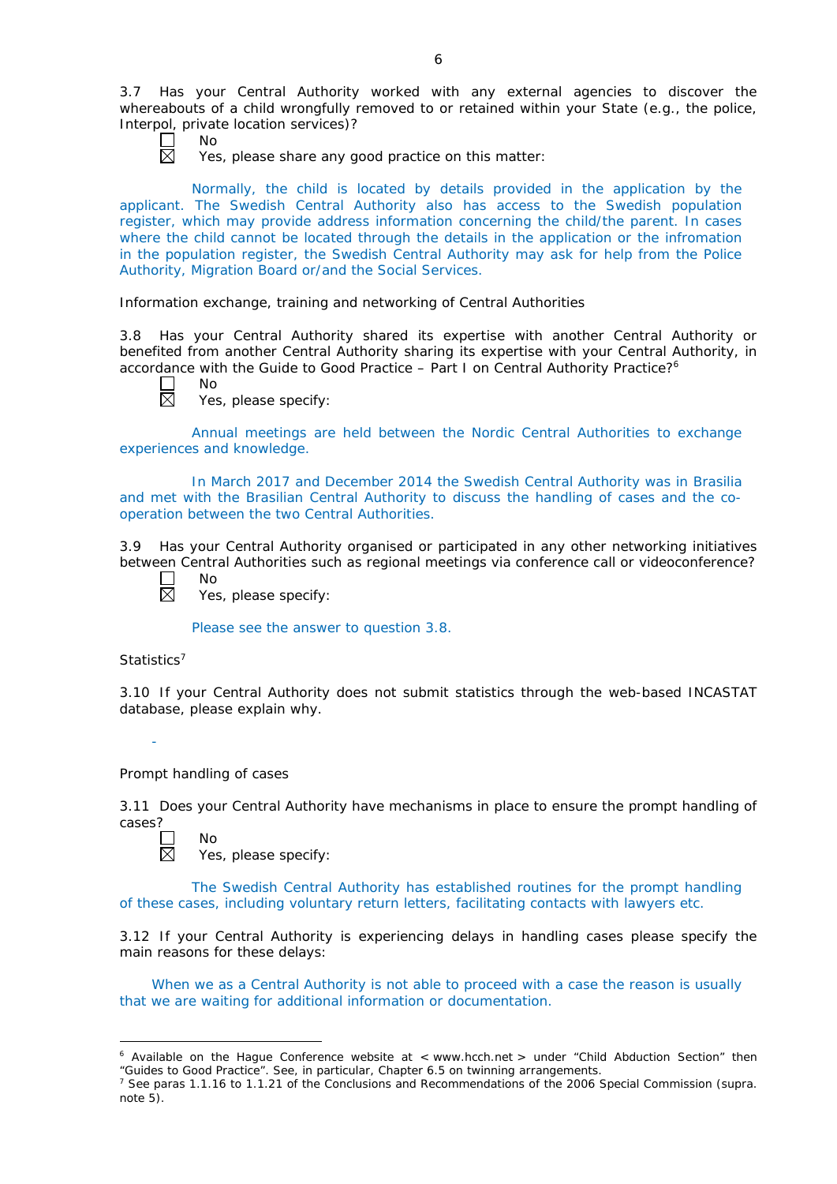3.7 Has your Central Authority worked with any external agencies to discover the whereabouts of a child wrongfully removed to or retained within your State (e.g., the police, Interpol, private location services)?

☐ No
☒ Yes, please share any good practice on this matter:

Normally, the child is located by details provided in the application by the applicant. The Swedish Central Authority also has access to the Swedish population register, which may provide address information concerning the child/the parent. In cases where the child cannot be located through the details in the application or the infromation in the population register, the Swedish Central Authority may ask for help from the Police Authority, Migration Board or/and the Social Services.

Information exchange, training and networking of Central Authorities

3.8 Has your Central Authority shared its expertise with another Central Authority or benefited from another Central Authority sharing its expertise with your Central Authority, in accordance with the Guide to Good Practice – Part I on Central Authority Practice?[6]

☐ No
☒ Yes, please specify:

Annual meetings are held between the Nordic Central Authorities to exchange experiences and knowledge.

In March 2017 and December 2014 the Swedish Central Authority was in Brasilia and met with the Brasilian Central Authority to discuss the handling of cases and the co-operation between the two Central Authorities.

3.9 Has your Central Authority organised or participated in any other networking initiatives between Central Authorities such as regional meetings via conference call or videoconference?

☐ No
☒ Yes, please specify:

Please see the answer to question 3.8.

Statistics[7]

3.10 If your Central Authority does not submit statistics through the web-based INCASTAT database, please explain why.

-

Prompt handling of cases

3.11 Does your Central Authority have mechanisms in place to ensure the prompt handling of cases?

☐ No
☒ Yes, please specify:

The Swedish Central Authority has established routines for the prompt handling of these cases, including voluntary return letters, facilitating contacts with lawyers etc.

3.12 If your Central Authority is experiencing delays in handling cases please specify the main reasons for these delays:

When we as a Central Authority is not able to proceed with a case the reason is usually that we are waiting for additional information or documentation.

---

[6] Available on the Hague Conference website at < www.hcch.net > under "Child Abduction Section" then "Guides to Good Practice". See, in particular, Chapter 6.5 on twinning arrangements.

[7] See paras 1.1.16 to 1.1.21 of the Conclusions and Recommendations of the 2006 Special Commission (supra. note 5).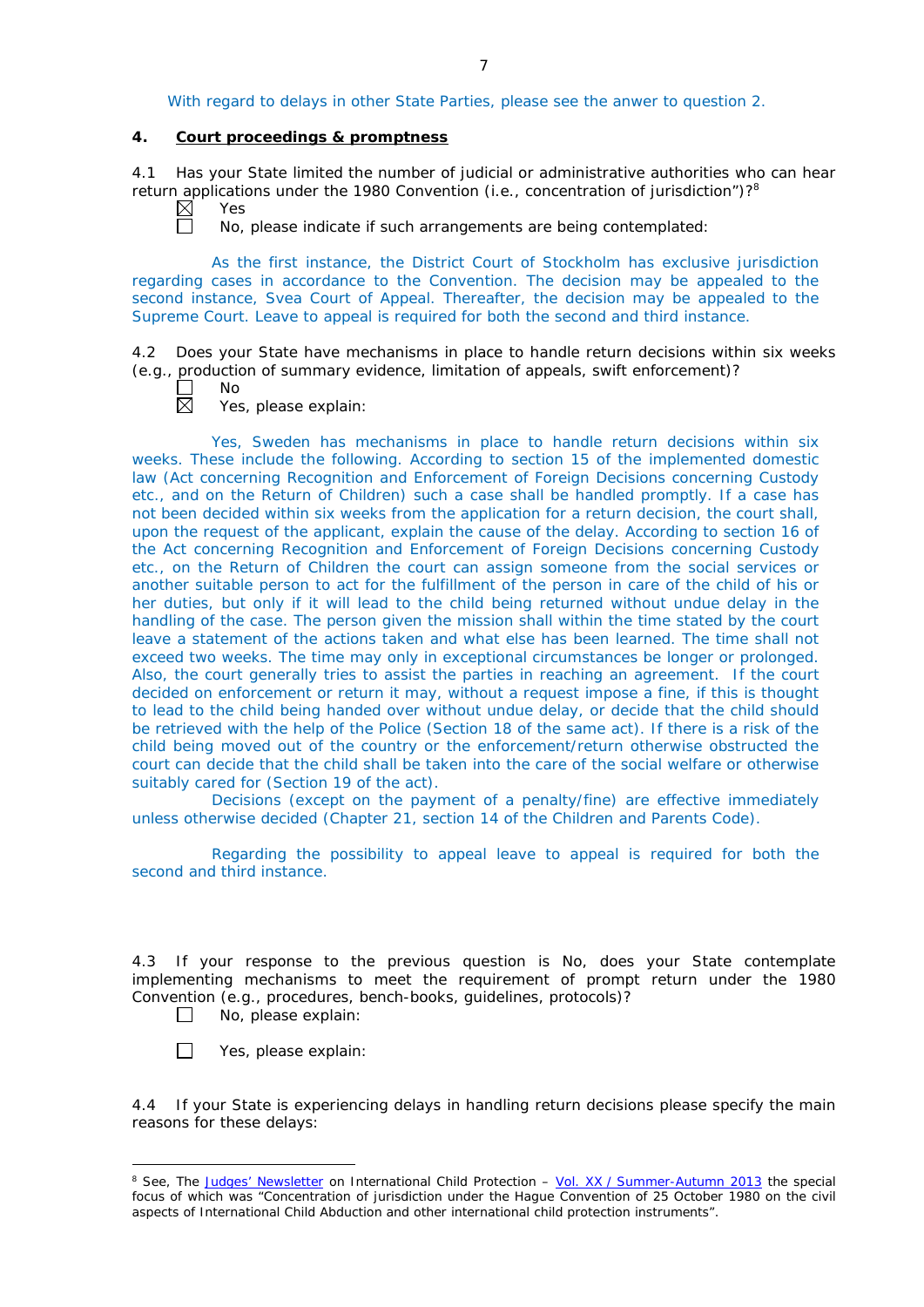With regard to delays in other State Parties, please see the anwer to question 2.

## 4. Court proceedings & promptness

4.1 Has your State limited the number of judicial or administrative authorities who can hear return applications under the 1980 Convention (i.e., concentration of jurisdiction")?[8]

☒ Yes

☐ No, please indicate if such arrangements are being contemplated:

As the first instance, the District Court of Stockholm has exclusive jurisdiction regarding cases in accordance to the Convention. The decision may be appealed to the second instance, Svea Court of Appeal. Thereafter, the decision may be appealed to the Supreme Court. Leave to appeal is required for both the second and third instance.

4.2 Does your State have mechanisms in place to handle return decisions within six weeks (e.g., production of summary evidence, limitation of appeals, swift enforcement)?

☐ No

☒ Yes, please explain:

Yes, Sweden has mechanisms in place to handle return decisions within six weeks. These include the following. According to section 15 of the implemented domestic law (Act concerning Recognition and Enforcement of Foreign Decisions concerning Custody etc., and on the Return of Children) such a case shall be handled promptly. If a case has not been decided within six weeks from the application for a return decision, the court shall, upon the request of the applicant, explain the cause of the delay. According to section 16 of the Act concerning Recognition and Enforcement of Foreign Decisions concerning Custody etc., on the Return of Children the court can assign someone from the social services or another suitable person to act for the fulfillment of the person in care of the child of his or her duties, but only if it will lead to the child being returned without undue delay in the handling of the case. The person given the mission shall within the time stated by the court leave a statement of the actions taken and what else has been learned. The time shall not exceed two weeks. The time may only in exceptional circumstances be longer or prolonged. Also, the court generally tries to assist the parties in reaching an agreement. If the court decided on enforcement or return it may, without a request impose a fine, if this is thought to lead to the child being handed over without undue delay, or decide that the child should be retrieved with the help of the Police (Section 18 of the same act). If there is a risk of the child being moved out of the country or the enforcement/return otherwise obstructed the court can decide that the child shall be taken into the care of the social welfare or otherwise suitably cared for (Section 19 of the act).

Decisions (except on the payment of a penalty/fine) are effective immediately unless otherwise decided (Chapter 21, section 14 of the Children and Parents Code).

Regarding the possibility to appeal leave to appeal is required for both the second and third instance.

4.3 If your response to the previous question is No, does your State contemplate implementing mechanisms to meet the requirement of prompt return under the 1980 Convention (e.g., procedures, bench-books, guidelines, protocols)?

☐ No, please explain:

☐ Yes, please explain:

4.4 If your State is experiencing delays in handling return decisions please specify the main reasons for these delays:

---

[8] See, The Judges' Newsletter on International Child Protection – Vol. XX / Summer-Autumn 2013 the special focus of which was "Concentration of jurisdiction under the Hague Convention of 25 October 1980 on the civil aspects of International Child Abduction and other international child protection instruments".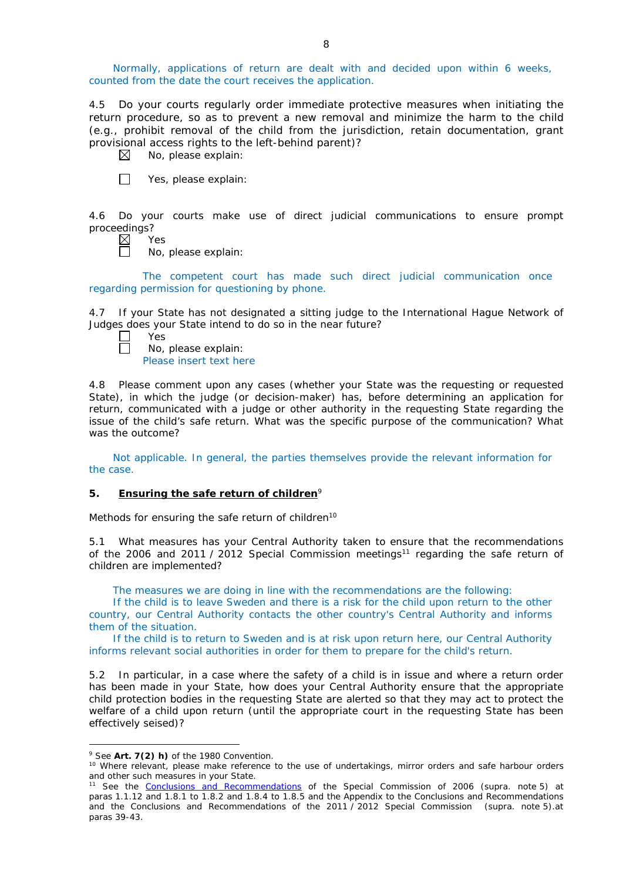Normally, applications of return are dealt with and decided upon within 6 weeks, counted from the date the court receives the application.

4.5 Do your courts regularly order immediate protective measures when initiating the return procedure, so as to prevent a new removal and minimize the harm to the child (e.g., prohibit removal of the child from the jurisdiction, retain documentation, grant provisional access rights to the left-behind parent)?

☒ No, please explain:

☐ Yes, please explain:

4.6 Do your courts make use of direct judicial communications to ensure prompt proceedings?

☒ Yes

☐ No, please explain:

The competent court has made such direct judicial communication once regarding permission for questioning by phone.

4.7 If your State has not designated a sitting judge to the International Hague Network of Judges does your State intend to do so in the near future?

☐ Yes

☐ No, please explain:

Please insert text here

4.8 Please comment upon any cases (whether your State was the requesting or requested State), in which the judge (or decision-maker) has, before determining an application for return, communicated with a judge or other authority in the requesting State regarding the issue of the child's safe return. What was the specific purpose of the communication? What was the outcome?

Not applicable. In general, the parties themselves provide the relevant information for the case.

## 5. Ensuring the safe return of children[9]

Methods for ensuring the safe return of children[10]

5.1 What measures has your Central Authority taken to ensure that the recommendations of the 2006 and 2011 / 2012 Special Commission meetings[11] regarding the safe return of children are implemented?

The measures we are doing in line with the recommendations are the following:

If the child is to leave Sweden and there is a risk for the child upon return to the other country, our Central Authority contacts the other country's Central Authority and informs them of the situation.

If the child is to return to Sweden and is at risk upon return here, our Central Authority informs relevant social authorities in order for them to prepare for the child's return.

5.2 In particular, in a case where the safety of a child is in issue and where a return order has been made in your State, how does your Central Authority ensure that the appropriate child protection bodies in the requesting State are alerted so that they may act to protect the welfare of a child upon return (until the appropriate court in the requesting State has been effectively seised)?

---

[9] See **Art. 7(2) h)** of the 1980 Convention.

[10] Where relevant, please make reference to the use of undertakings, mirror orders and safe harbour orders and other such measures in your State.

[11] See the Conclusions and Recommendations of the Special Commission of 2006 (supra. note 5) at paras 1.1.12 and 1.8.1 to 1.8.2 and 1.8.4 to 1.8.5 and the Appendix to the Conclusions and Recommendations and the Conclusions and Recommendations of the 2011 / 2012 Special Commission (supra. note 5).at paras 39-43.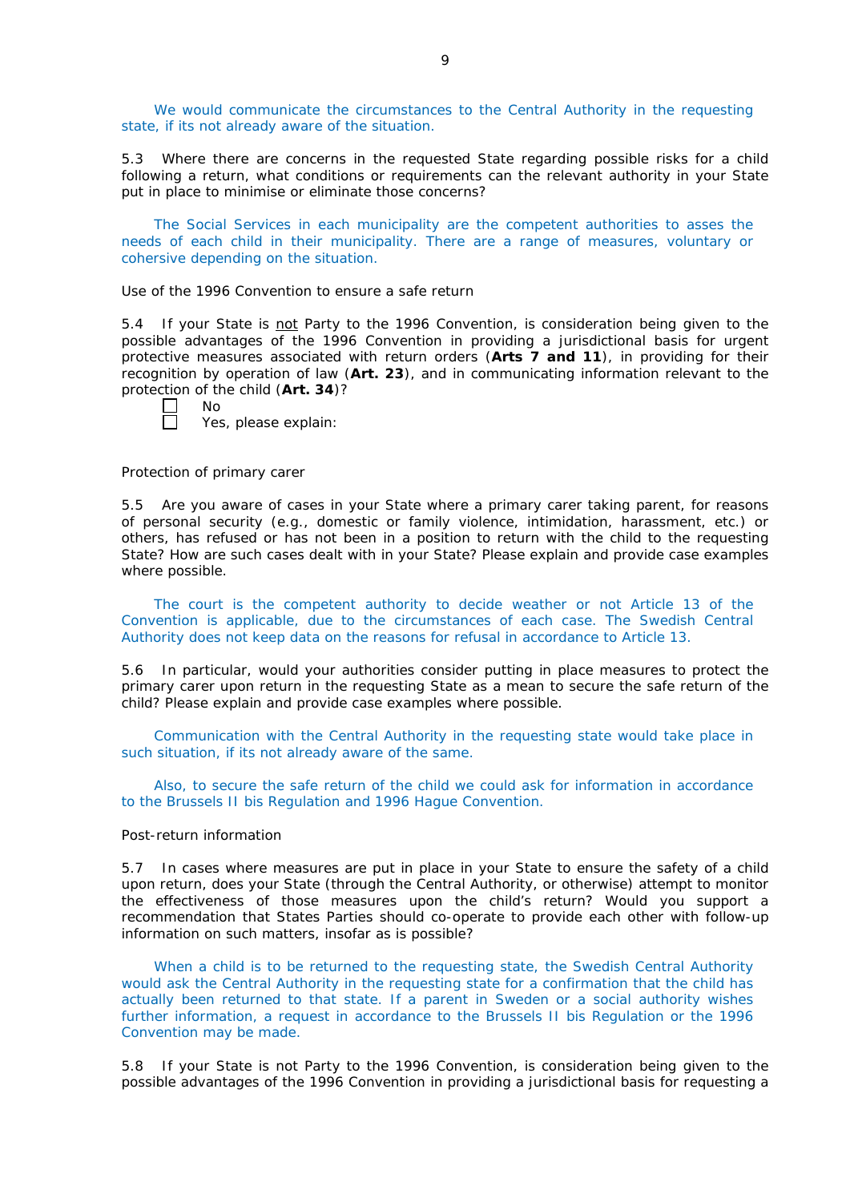We would communicate the circumstances to the Central Authority in the requesting state, if its not already aware of the situation.

5.3 Where there are concerns in the requested State regarding possible risks for a child following a return, what conditions or requirements can the relevant authority in your State put in place to minimise or eliminate those concerns?

The Social Services in each municipality are the competent authorities to asses the needs of each child in their municipality. There are a range of measures, voluntary or cohersive depending on the situation.

Use of the 1996 Convention to ensure a safe return

5.4 If your State is not Party to the 1996 Convention, is consideration being given to the possible advantages of the 1996 Convention in providing a jurisdictional basis for urgent protective measures associated with return orders (**Arts 7 and 11**), in providing for their recognition by operation of law (**Art. 23**), and in communicating information relevant to the protection of the child (**Art. 34**)?

☐ No
☐ Yes, please explain:

Protection of primary carer

5.5 Are you aware of cases in your State where a primary carer taking parent, for reasons of personal security (e.g., domestic or family violence, intimidation, harassment, etc.) or others, has refused or has not been in a position to return with the child to the requesting State? How are such cases dealt with in your State? Please explain and provide case examples where possible.

The court is the competent authority to decide weather or not Article 13 of the Convention is applicable, due to the circumstances of each case. The Swedish Central Authority does not keep data on the reasons for refusal in accordance to Article 13.

5.6 In particular, would your authorities consider putting in place measures to protect the primary carer upon return in the requesting State as a mean to secure the safe return of the child? Please explain and provide case examples where possible.

Communication with the Central Authority in the requesting state would take place in such situation, if its not already aware of the same.

Also, to secure the safe return of the child we could ask for information in accordance to the Brussels II bis Regulation and 1996 Hague Convention.

Post-return information

5.7 In cases where measures are put in place in your State to ensure the safety of a child upon return, does your State (through the Central Authority, or otherwise) attempt to monitor the effectiveness of those measures upon the child's return? Would you support a recommendation that States Parties should co-operate to provide each other with follow-up information on such matters, insofar as is possible?

When a child is to be returned to the requesting state, the Swedish Central Authority would ask the Central Authority in the requesting state for a confirmation that the child has actually been returned to that state. If a parent in Sweden or a social authority wishes further information, a request in accordance to the Brussels II bis Regulation or the 1996 Convention may be made.

5.8 If your State is not Party to the 1996 Convention, is consideration being given to the possible advantages of the 1996 Convention in providing a jurisdictional basis for requesting a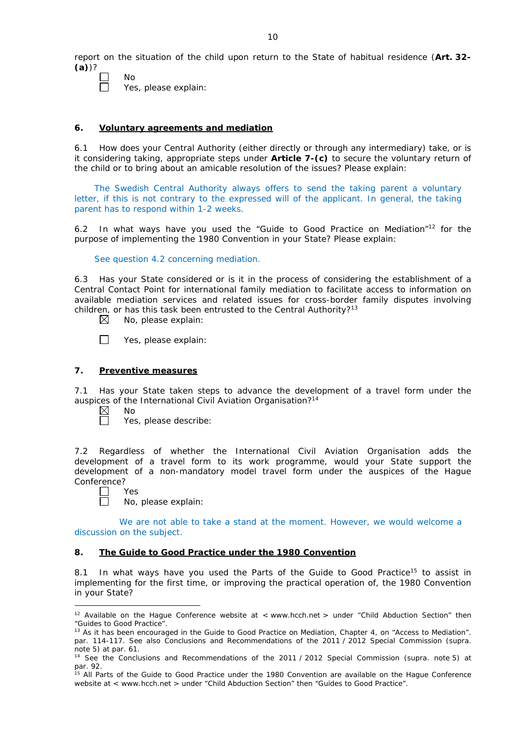report on the situation of the child upon return to the State of habitual residence (**Art. 32-(a)**)?

☐ No
☐ Yes, please explain:

### 6. Voluntary agreements and mediation

6.1 How does your Central Authority (either directly or through any intermediary) take, or is it considering taking, appropriate steps under **Article 7-(c)** to secure the voluntary return of the child or to bring about an amicable resolution of the issues? Please explain:

The Swedish Central Authority always offers to send the taking parent a voluntary letter, if this is not contrary to the expressed will of the applicant. In general, the taking parent has to respond within 1-2 weeks.

6.2 In what ways have you used the "Guide to Good Practice on Mediation"[12] for the purpose of implementing the 1980 Convention in your State? Please explain:

See question 4.2 concerning mediation.

6.3 Has your State considered or is it in the process of considering the establishment of a Central Contact Point for international family mediation to facilitate access to information on available mediation services and related issues for cross-border family disputes involving children, or has this task been entrusted to the Central Authority?[13]

☒ No, please explain:

☐ Yes, please explain:

### 7. Preventive measures

7.1 Has your State taken steps to advance the development of a travel form under the auspices of the International Civil Aviation Organisation?[14]

☒ No
☐ Yes, please describe:

7.2 Regardless of whether the International Civil Aviation Organisation adds the development of a travel form to its work programme, would your State support the development of a non-mandatory model travel form under the auspices of the Hague Conference?

☐ Yes
☐ No, please explain:

We are not able to take a stand at the moment. However, we would welcome a discussion on the subject.

### 8. The Guide to Good Practice under the 1980 Convention

8.1 In what ways have you used the Parts of the Guide to Good Practice[15] to assist in implementing for the first time, or improving the practical operation of, the 1980 Convention in your State?

---

[12] Available on the Hague Conference website at < www.hcch.net > under "Child Abduction Section" then "Guides to Good Practice".

[13] As it has been encouraged in the Guide to Good Practice on Mediation, Chapter 4, on "Access to Mediation". par. 114-117. See also Conclusions and Recommendations of the 2011 / 2012 Special Commission (supra. note 5) at par. 61.

[14] See the Conclusions and Recommendations of the 2011 / 2012 Special Commission (supra. note 5) at par. 92.

[15] All Parts of the Guide to Good Practice under the 1980 Convention are available on the Hague Conference website at < www.hcch.net > under "Child Abduction Section" then "Guides to Good Practice".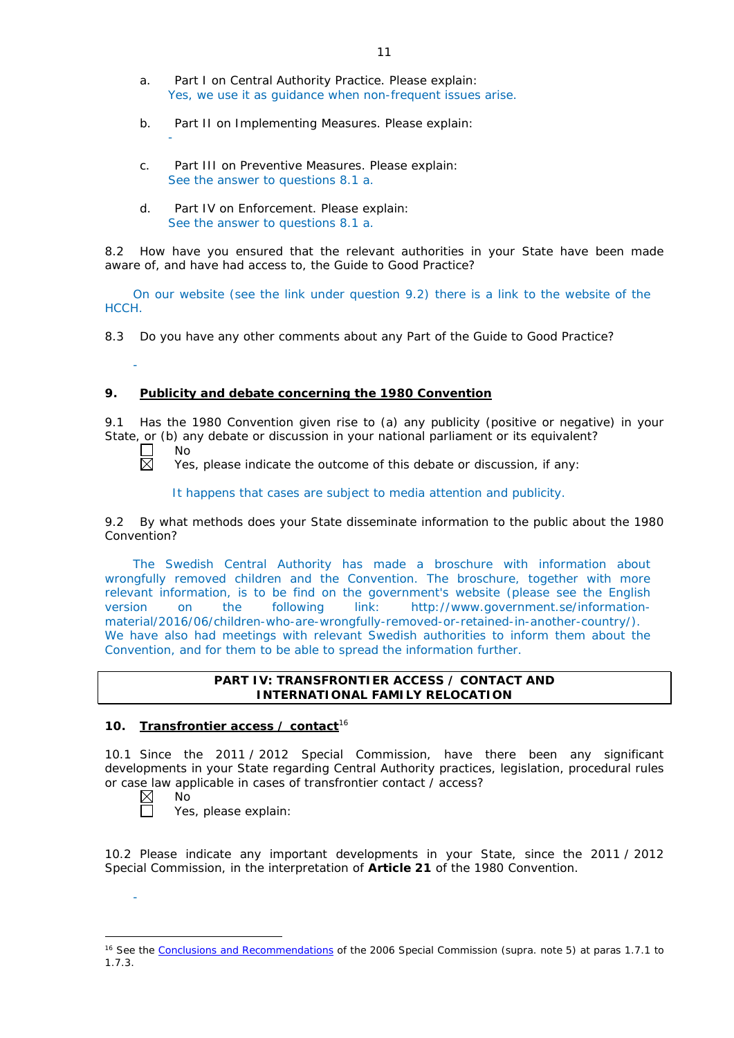a. Part I on Central Authority Practice. Please explain:
Yes, we use it as guidance when non-frequent issues arise.

b. Part II on Implementing Measures. Please explain:
-

c. Part III on Preventive Measures. Please explain:
See the answer to questions 8.1 a.

d. Part IV on Enforcement. Please explain:
See the answer to questions 8.1 a.

8.2 How have you ensured that the relevant authorities in your State have been made aware of, and have had access to, the Guide to Good Practice?

On our website (see the link under question 9.2) there is a link to the website of the HCCH.

8.3 Do you have any other comments about any Part of the Guide to Good Practice?

-

## 9. Publicity and debate concerning the 1980 Convention

9.1 Has the 1980 Convention given rise to (a) any publicity (positive or negative) in your State, or (b) any debate or discussion in your national parliament or its equivalent?

☐ No
☒ Yes, please indicate the outcome of this debate or discussion, if any:

It happens that cases are subject to media attention and publicity.

9.2 By what methods does your State disseminate information to the public about the 1980 Convention?

The Swedish Central Authority has made a broschure with information about wrongfully removed children and the Convention. The broschure, together with more relevant information, is to be find on the government's website (please see the English version on the following link: http://www.government.se/information-material/2016/06/children-who-are-wrongfully-removed-or-retained-in-another-country/). We have also had meetings with relevant Swedish authorities to inform them about the Convention, and for them to be able to spread the information further.

## PART IV: TRANSFRONTIER ACCESS / CONTACT AND INTERNATIONAL FAMILY RELOCATION

## 10. Transfrontier access / contact[16]

10.1 Since the 2011 / 2012 Special Commission, have there been any significant developments in your State regarding Central Authority practices, legislation, procedural rules or case law applicable in cases of transfrontier contact / access?

☒ No
☐ Yes, please explain:

10.2 Please indicate any important developments in your State, since the 2011 / 2012 Special Commission, in the interpretation of **Article 21** of the 1980 Convention.

-

---

[16] See the Conclusions and Recommendations of the 2006 Special Commission (supra. note 5) at paras 1.7.1 to 1.7.3.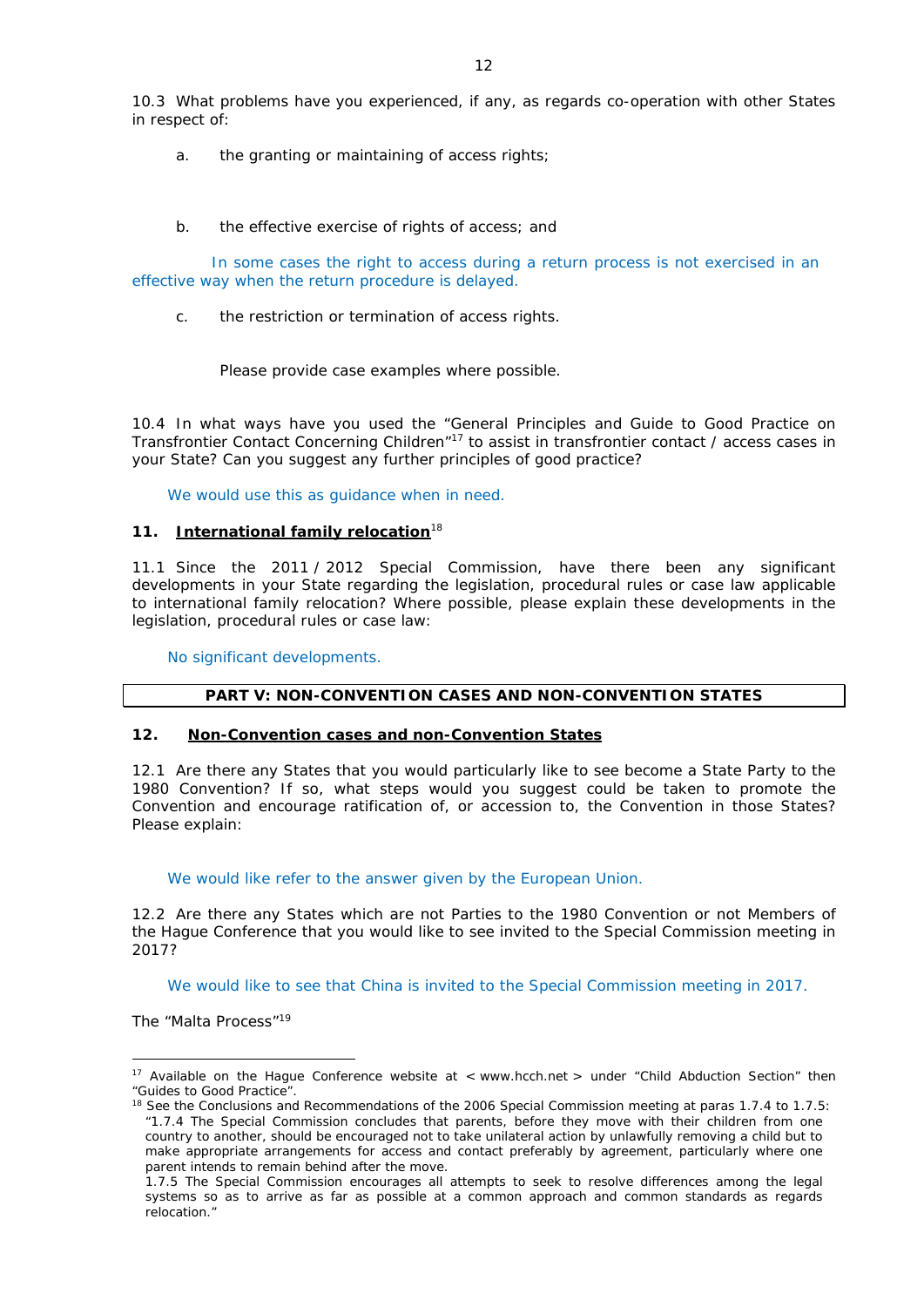10.3 What problems have you experienced, if any, as regards co-operation with other States in respect of:

a. the granting or maintaining of access rights;

b. the effective exercise of rights of access; and

In some cases the right to access during a return process is not exercised in an effective way when the return procedure is delayed.

c. the restriction or termination of access rights.

Please provide case examples where possible.

10.4 In what ways have you used the "General Principles and Guide to Good Practice on Transfrontier Contact Concerning Children"[17] to assist in transfrontier contact / access cases in your State? Can you suggest any further principles of good practice?

We would use this as guidance when in need.

## 11. International family relocation[18]

11.1 Since the 2011 / 2012 Special Commission, have there been any significant developments in your State regarding the legislation, procedural rules or case law applicable to international family relocation? Where possible, please explain these developments in the legislation, procedural rules or case law:

No significant developments.

## PART V: NON-CONVENTION CASES AND NON-CONVENTION STATES

## 12. Non-Convention cases and non-Convention States

12.1 Are there any States that you would particularly like to see become a State Party to the 1980 Convention? If so, what steps would you suggest could be taken to promote the Convention and encourage ratification of, or accession to, the Convention in those States? Please explain:

We would like refer to the answer given by the European Union.

12.2 Are there any States which are not Parties to the 1980 Convention or not Members of the Hague Conference that you would like to see invited to the Special Commission meeting in 2017?

We would like to see that China is invited to the Special Commission meeting in 2017.

The "Malta Process"[19]

---

[17] Available on the Hague Conference website at < www.hcch.net > under "Child Abduction Section" then "Guides to Good Practice".

[18] See the Conclusions and Recommendations of the 2006 Special Commission meeting at paras 1.7.4 to 1.7.5: "1.7.4 The Special Commission concludes that parents, before they move with their children from one country to another, should be encouraged not to take unilateral action by unlawfully removing a child but to make appropriate arrangements for access and contact preferably by agreement, particularly where one parent intends to remain behind after the move.
1.7.5 The Special Commission encourages all attempts to seek to resolve differences among the legal systems so as to arrive as far as possible at a common approach and common standards as regards relocation."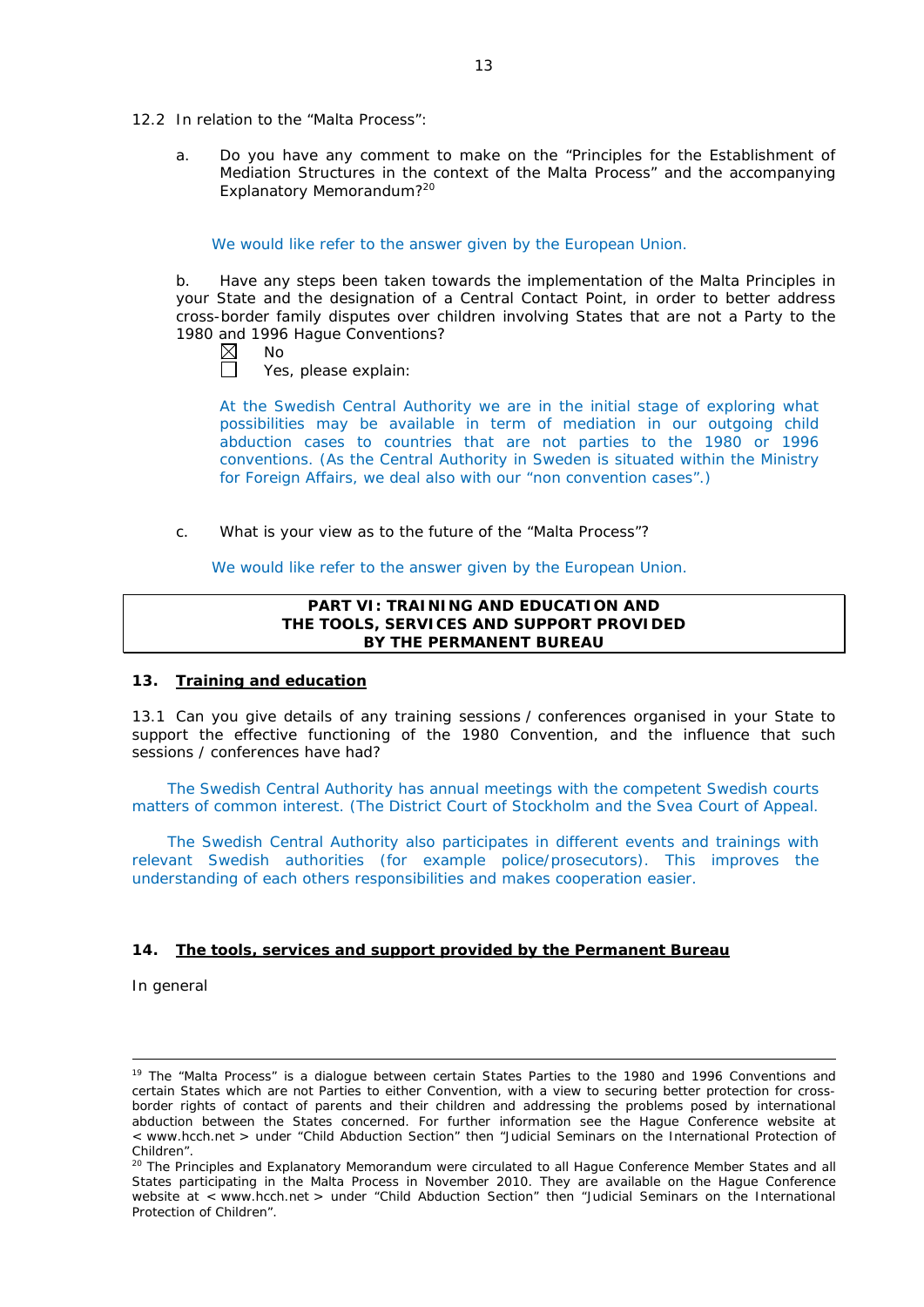12.2 In relation to the "Malta Process":

a. Do you have any comment to make on the "Principles for the Establishment of Mediation Structures in the context of the Malta Process" and the accompanying Explanatory Memorandum?[20]

We would like refer to the answer given by the European Union.

b. Have any steps been taken towards the implementation of the Malta Principles in your State and the designation of a Central Contact Point, in order to better address cross-border family disputes over children involving States that are not a Party to the 1980 and 1996 Hague Conventions?

☒ No
☐ Yes, please explain:

At the Swedish Central Authority we are in the initial stage of exploring what possibilities may be available in term of mediation in our outgoing child abduction cases to countries that are not parties to the 1980 or 1996 conventions. (As the Central Authority in Sweden is situated within the Ministry for Foreign Affairs, we deal also with our "non convention cases".)

c. What is your view as to the future of the "Malta Process"?

We would like refer to the answer given by the European Union.

**PART VI: TRAINING AND EDUCATION AND THE TOOLS, SERVICES AND SUPPORT PROVIDED BY THE PERMANENT BUREAU**

**13. Training and education**

13.1 Can you give details of any training sessions / conferences organised in your State to support the effective functioning of the 1980 Convention, and the influence that such sessions / conferences have had?

The Swedish Central Authority has annual meetings with the competent Swedish courts matters of common interest. (The District Court of Stockholm and the Svea Court of Appeal.

The Swedish Central Authority also participates in different events and trainings with relevant Swedish authorities (for example police/prosecutors). This improves the understanding of each others responsibilities and makes cooperation easier.

**14. The tools, services and support provided by the Permanent Bureau**

In general

---

[19] The "Malta Process" is a dialogue between certain States Parties to the 1980 and 1996 Conventions and certain States which are not Parties to either Convention, with a view to securing better protection for cross-border rights of contact of parents and their children and addressing the problems posed by international abduction between the States concerned. For further information see the Hague Conference website at < www.hcch.net > under "Child Abduction Section" then "Judicial Seminars on the International Protection of Children".

[20] The Principles and Explanatory Memorandum were circulated to all Hague Conference Member States and all States participating in the Malta Process in November 2010. They are available on the Hague Conference website at < www.hcch.net > under "Child Abduction Section" then "Judicial Seminars on the International Protection of Children".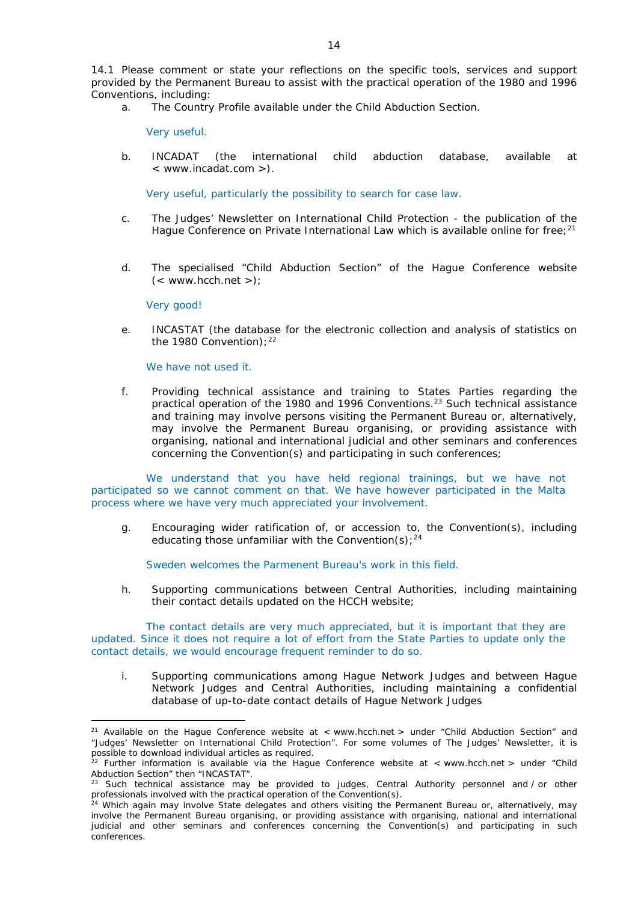14.1 Please comment or state your reflections on the specific tools, services and support provided by the Permanent Bureau to assist with the practical operation of the 1980 and 1996 Conventions, including:

a. The Country Profile available under the Child Abduction Section.

Very useful.

b. INCADAT (the international child abduction database, available at < www.incadat.com >).

Very useful, particularly the possibility to search for case law.

c. The Judges' Newsletter on International Child Protection - the publication of the Hague Conference on Private International Law which is available online for free;[21]

d. The specialised "Child Abduction Section" of the Hague Conference website (< www.hcch.net >);

Very good!

e. INCASTAT (the database for the electronic collection and analysis of statistics on the 1980 Convention);[22]

We have not used it.

f. Providing technical assistance and training to States Parties regarding the practical operation of the 1980 and 1996 Conventions.[23] Such technical assistance and training may involve persons visiting the Permanent Bureau or, alternatively, may involve the Permanent Bureau organising, or providing assistance with organising, national and international judicial and other seminars and conferences concerning the Convention(s) and participating in such conferences;

We understand that you have held regional trainings, but we have not participated so we cannot comment on that. We have however participated in the Malta process where we have very much appreciated your involvement.

g. Encouraging wider ratification of, or accession to, the Convention(s), including educating those unfamiliar with the Convention(s);[24]

Sweden welcomes the Parmenent Bureau's work in this field.

h. Supporting communications between Central Authorities, including maintaining their contact details updated on the HCCH website;

The contact details are very much appreciated, but it is important that they are updated. Since it does not require a lot of effort from the State Parties to update only the contact details, we would encourage frequent reminder to do so.

i. Supporting communications among Hague Network Judges and between Hague Network Judges and Central Authorities, including maintaining a confidential database of up-to-date contact details of Hague Network Judges

---

[21] Available on the Hague Conference website at < www.hcch.net > under "Child Abduction Section" and "Judges' Newsletter on International Child Protection". For some volumes of The Judges' Newsletter, it is possible to download individual articles as required.

[22] Further information is available via the Hague Conference website at < www.hcch.net > under "Child Abduction Section" then "INCASTAT".

[23] Such technical assistance may be provided to judges, Central Authority personnel and / or other professionals involved with the practical operation of the Convention(s).

[24] Which again may involve State delegates and others visiting the Permanent Bureau or, alternatively, may involve the Permanent Bureau organising, or providing assistance with organising, national and international judicial and other seminars and conferences concerning the Convention(s) and participating in such conferences.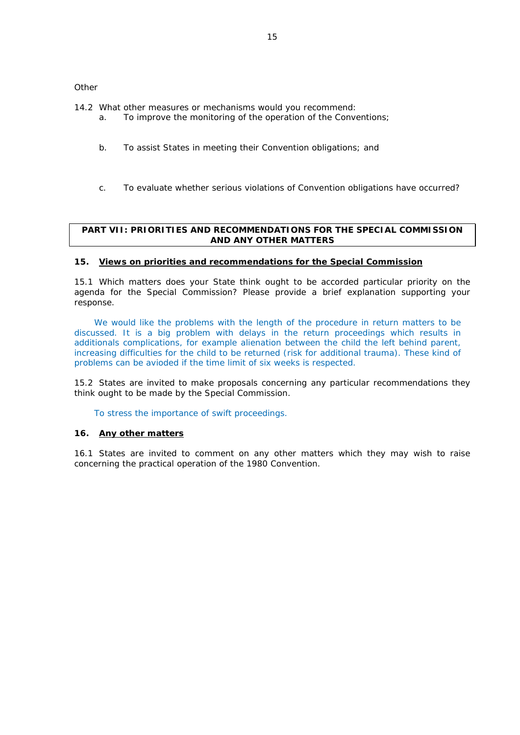Other

14.2 What other measures or mechanisms would you recommend:

a. To improve the monitoring of the operation of the Conventions;

b. To assist States in meeting their Convention obligations; and

c. To evaluate whether serious violations of Convention obligations have occurred?

## PART VII: PRIORITIES AND RECOMMENDATIONS FOR THE SPECIAL COMMISSION AND ANY OTHER MATTERS

### 15. Views on priorities and recommendations for the Special Commission

15.1 Which matters does your State think ought to be accorded particular priority on the agenda for the Special Commission? Please provide a brief explanation supporting your response.

We would like the problems with the length of the procedure in return matters to be discussed. It is a big problem with delays in the return proceedings which results in additionals complications, for example alienation between the child the left behind parent, increasing difficulties for the child to be returned (risk for additional trauma). These kind of problems can be avioded if the time limit of six weeks is respected.

15.2 States are invited to make proposals concerning any particular recommendations they think ought to be made by the Special Commission.

To stress the importance of swift proceedings.

### 16. Any other matters

16.1 States are invited to comment on any other matters which they may wish to raise concerning the practical operation of the 1980 Convention.